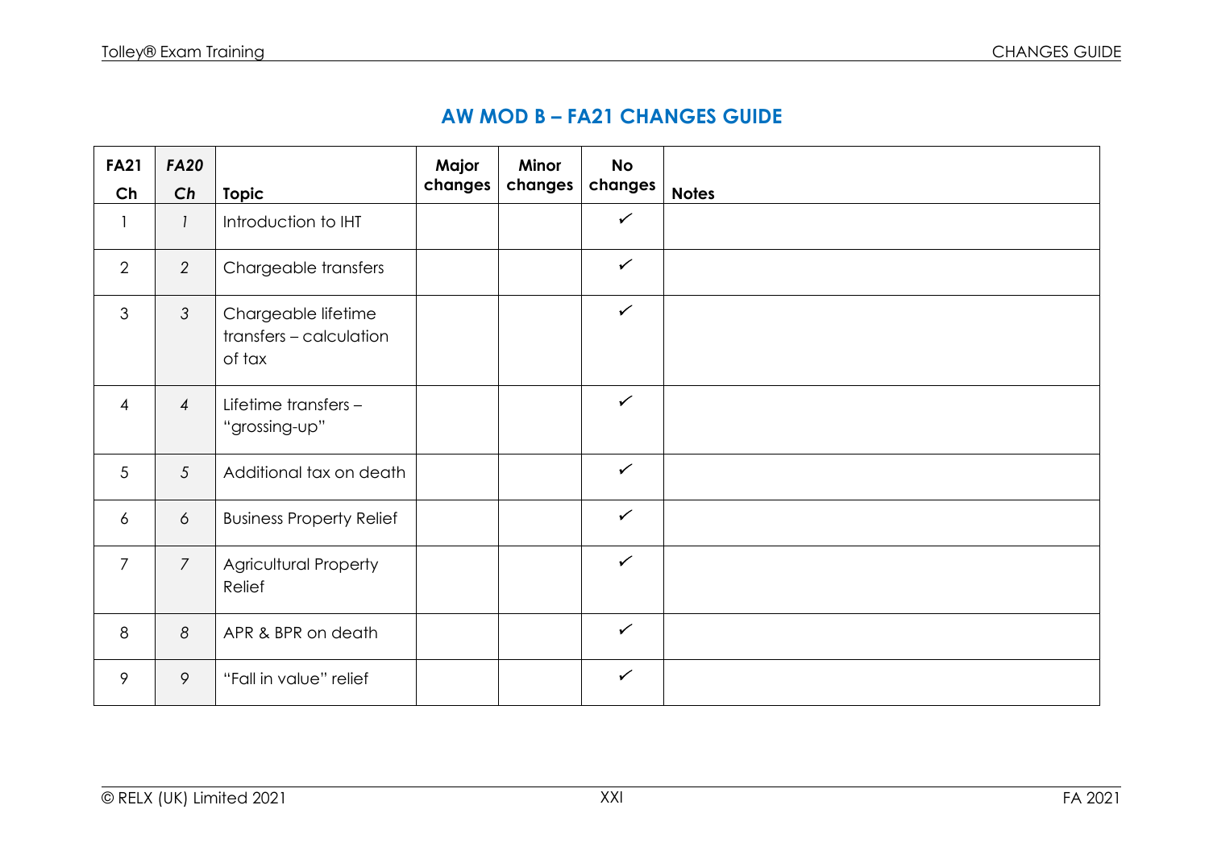## AW MOD B – FA21 CHANGES GUIDE

| FA21 Ch | *FA20 Ch* | Topic | Major changes | Minor changes | No changes | Notes |
|---|---|---|---|---|---|---|
| 1 | *1* | Introduction to IHT | | | ✓ | |
| 2 | *2* | Chargeable transfers | | | ✓ | |
| 3 | *3* | Chargeable lifetime transfers – calculation of tax | | | ✓ | |
| 4 | *4* | Lifetime transfers – "grossing-up" | | | ✓ | |
| 5 | *5* | Additional tax on death | | | ✓ | |
| 6 | *6* | Business Property Relief | | | ✓ | |
| 7 | *7* | Agricultural Property Relief | | | ✓ | |
| 8 | *8* | APR & BPR on death | | | ✓ | |
| 9 | *9* | "Fall in value" relief | | | ✓ | |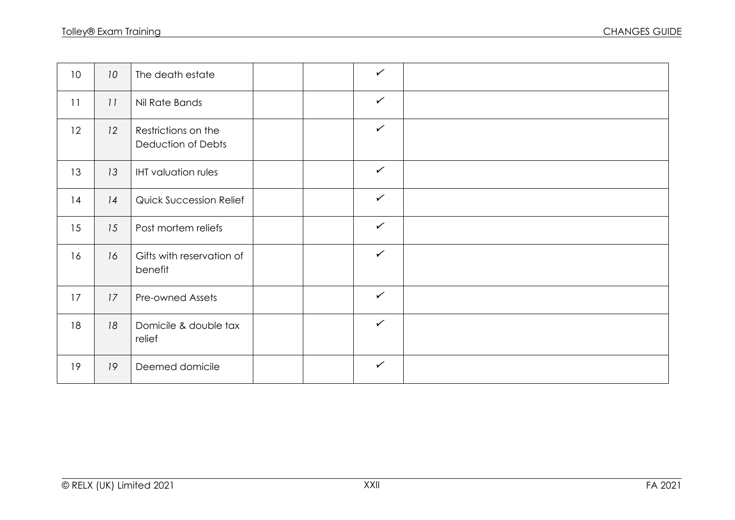| | | | | | | |
|---|---|---|---|---|---|---|
| 10 | *10* | The death estate | | | ✓ | |
| 11 | *11* | Nil Rate Bands | | | ✓ | |
| 12 | *12* | Restrictions on the Deduction of Debts | | | ✓ | |
| 13 | *13* | IHT valuation rules | | | ✓ | |
| 14 | *14* | Quick Succession Relief | | | ✓ | |
| 15 | *15* | Post mortem reliefs | | | ✓ | |
| 16 | *16* | Gifts with reservation of benefit | | | ✓ | |
| 17 | *17* | Pre-owned Assets | | | ✓ | |
| 18 | *18* | Domicile & double tax relief | | | ✓ | |
| 19 | *19* | Deemed domicile | | | ✓ | |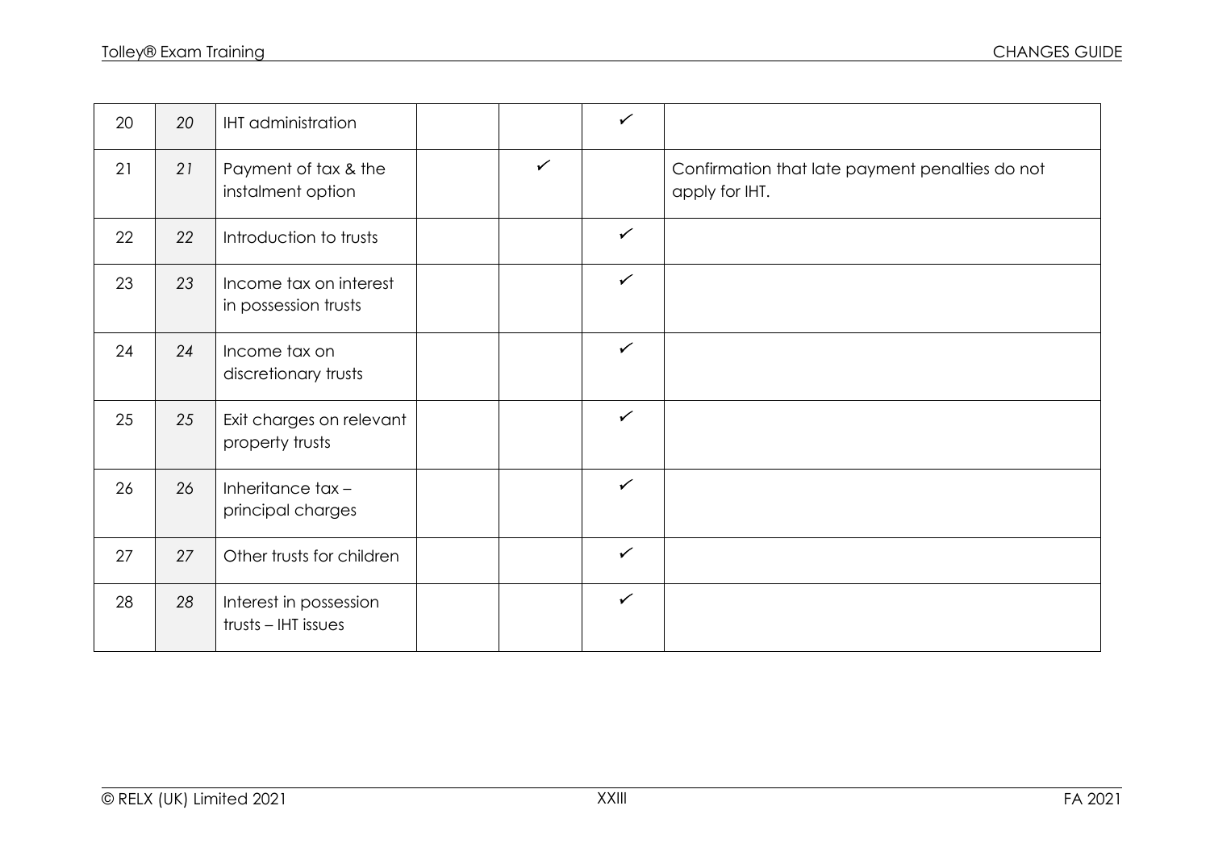| 20 | 20 | IHT administration | | | ✓ | |
|---|---|---|---|---|---|---|
| 21 | 21 | Payment of tax & the instalment option | | ✓ | | Confirmation that late payment penalties do not apply for IHT. |
| 22 | 22 | Introduction to trusts | | | ✓ | |
| 23 | 23 | Income tax on interest in possession trusts | | | ✓ | |
| 24 | 24 | Income tax on discretionary trusts | | | ✓ | |
| 25 | 25 | Exit charges on relevant property trusts | | | ✓ | |
| 26 | 26 | Inheritance tax – principal charges | | | ✓ | |
| 27 | 27 | Other trusts for children | | | ✓ | |
| 28 | 28 | Interest in possession trusts – IHT issues | | | ✓ | |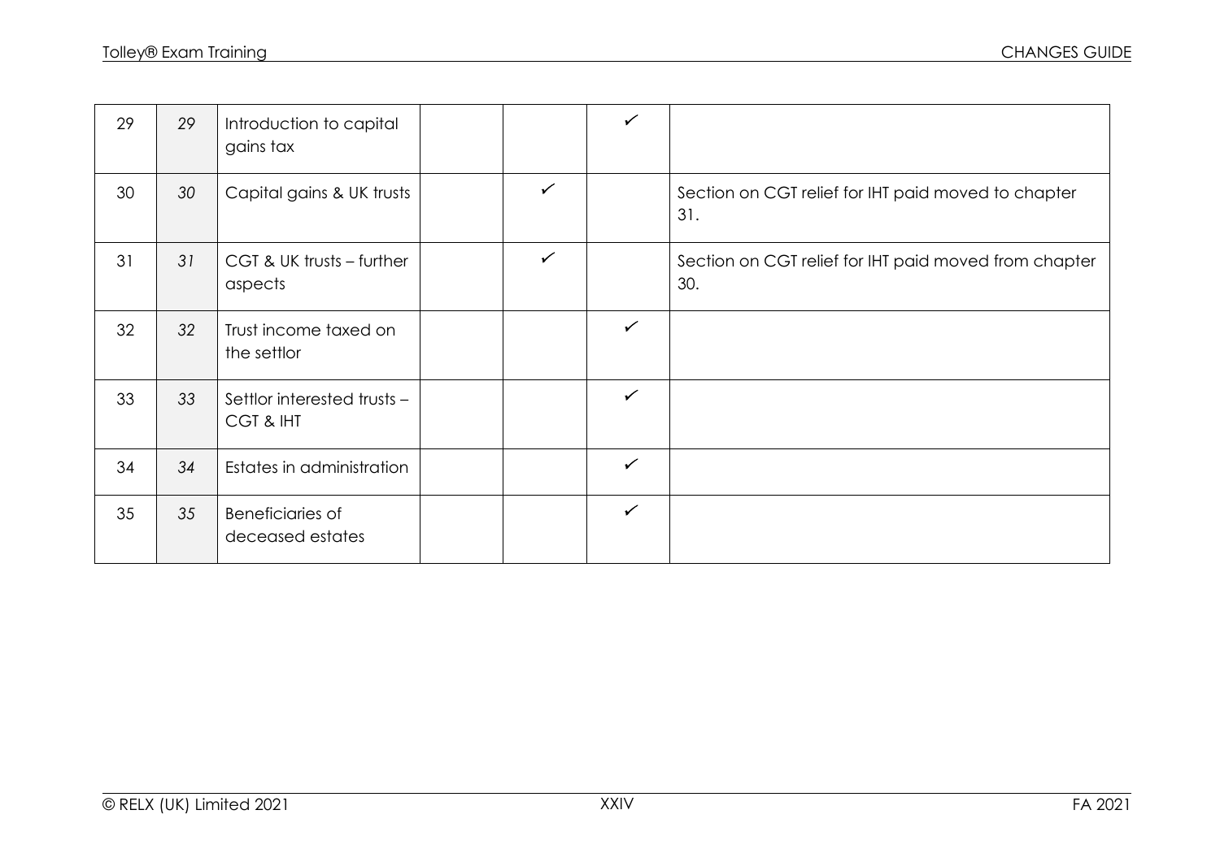| | | | | | | |
|---|---|---|---|---|---|---|
| 29 | 29 | Introduction to capital gains tax | | | ✓ | |
| 30 | 30 | Capital gains & UK trusts | | ✓ | | Section on CGT relief for IHT paid moved to chapter 31. |
| 31 | 31 | CGT & UK trusts – further aspects | | ✓ | | Section on CGT relief for IHT paid moved from chapter 30. |
| 32 | 32 | Trust income taxed on the settlor | | | ✓ | |
| 33 | 33 | Settlor interested trusts – CGT & IHT | | | ✓ | |
| 34 | 34 | Estates in administration | | | ✓ | |
| 35 | 35 | Beneficiaries of deceased estates | | | ✓ | |